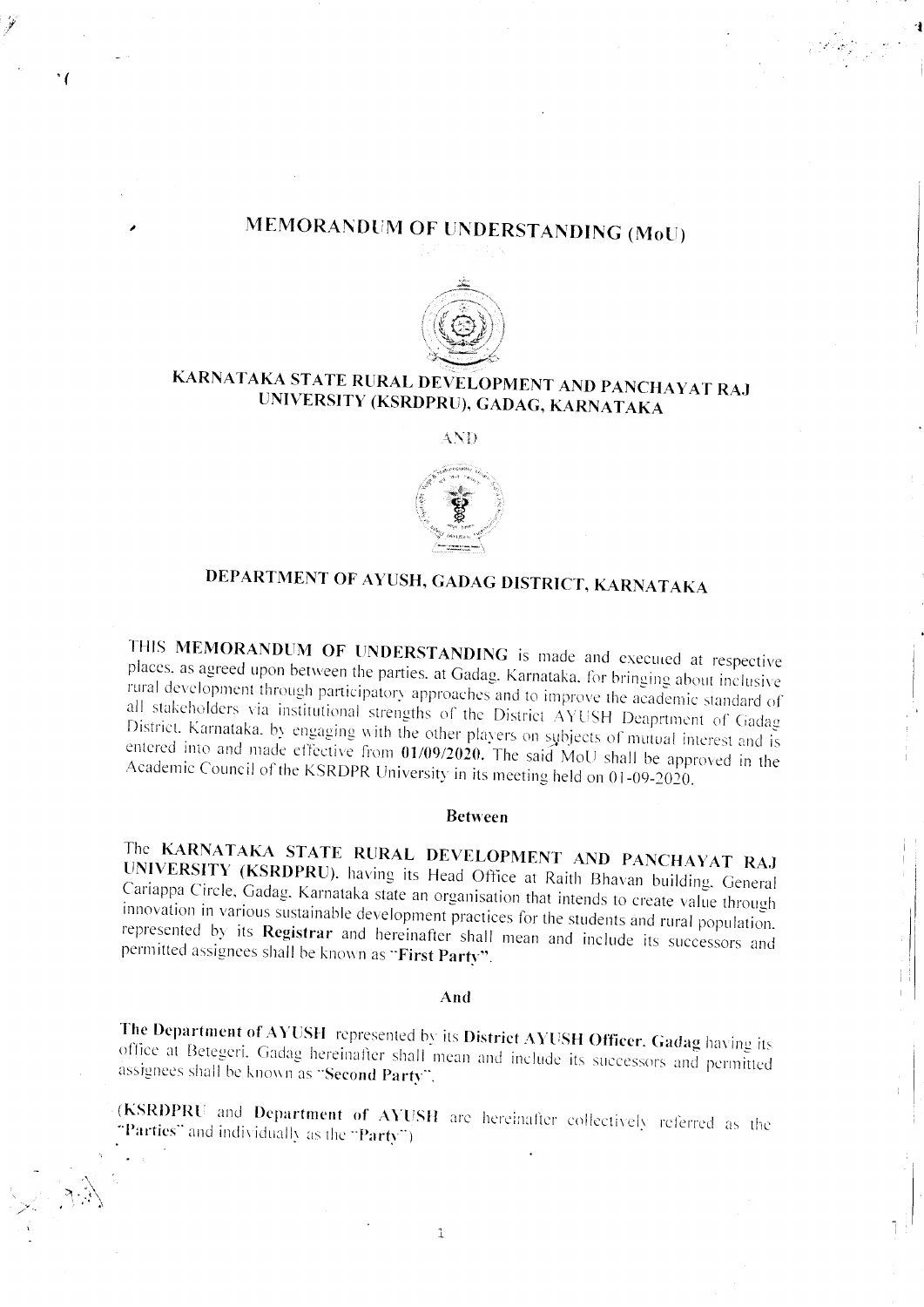# MEMORANDUM OF UNDERSTANDING (MoU)

## KARNATAKA STATE RURAL DEVELOPMENT AND PANCHAYAT RAJ UNIVERSITY (KSRDPRU), GADAG, KARNATAKA

AND

## DEPARTMENT OF AYUSH, GADAG DISTRICT, KARNATAKA

THIS **MEMORANDUM OF UNDERSTANDING** is made and executed at respective places, as agreed upon between the parties, at Gadag, Karnataka, for bringing about inclusive rural development through participatory approaches and to improve the academic standard of all stakeholders via institutional strengths of the District AYUSH Deaprtment of Gadag District, Karnataka, by engaging with the other players on subjects of mutual interest and is entered into and made effective from **01/09/2020.** The said MoU shall be approved in the Academic Council of the KSRDPR University in its meeting held on 01-09-2020.

**Between**

The **KARNATAKA STATE RURAL DEVELOPMENT AND PANCHAYAT RAJ UNIVERSITY (KSRDPRU)**, having its Head Office at Raith Bhavan building, General Cariappa Circle, Gadag, Karnataka state an organisation that intends to create value through innovation in various sustainable development practices for the students and rural population, represented by its **Registrar** and hereinafter shall mean and include its successors and permitted assignees shall be known as "**First Party**".

**And**

**The Department of AYUSH** represented by its **District AYUSH Officer, Gadag** having its office at Betegeri, Gadag hereinafter shall mean and include its successors and permitted assignees shall be known as "**Second Party**".

(**KSRDPRU** and **Department of AYUSH** are hereinafter collectively referred as the "**Parties**" and individually as the "**Party**")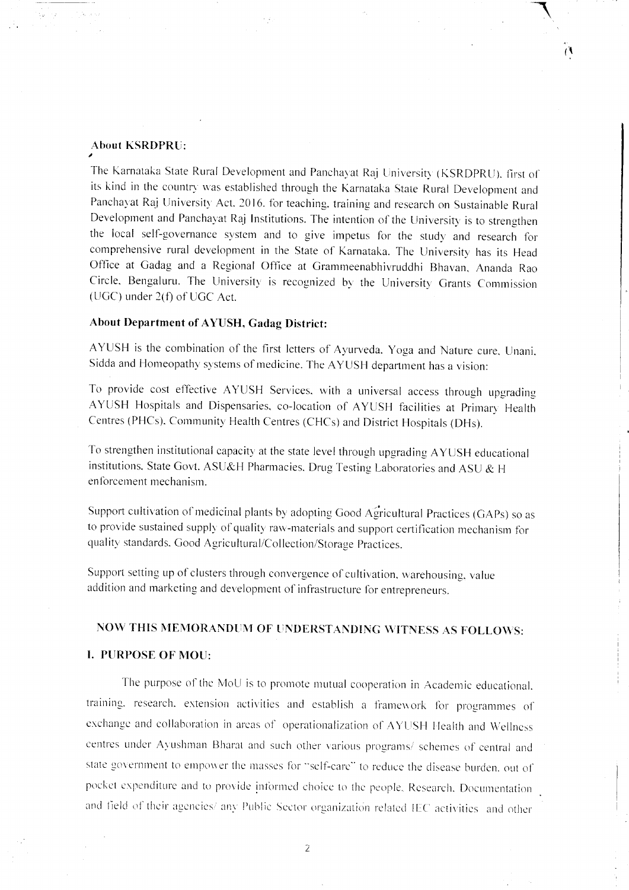**About KSRDPRU:**

The Karnataka State Rural Development and Panchayat Raj University (KSRDPRU), first of its kind in the country was established through the Karnataka State Rural Development and Panchayat Raj University Act, 2016, for teaching, training and research on Sustainable Rural Development and Panchayat Raj Institutions. The intention of the University is to strengthen the local self-governance system and to give impetus for the study and research for comprehensive rural development in the State of Karnataka. The University has its Head Office at Gadag and a Regional Office at Grammeenabhivruddhi Bhavan, Ananda Rao Circle, Bengaluru. The University is recognized by the University Grants Commission (UGC) under 2(f) of UGC Act.

**About Department of AYUSH, Gadag District:**

AYUSH is the combination of the first letters of Ayurveda, Yoga and Nature cure, Unani, Sidda and Homeopathy systems of medicine. The AYUSH department has a vision:

To provide cost effective AYUSH Services, with a universal access through upgrading AYUSH Hospitals and Dispensaries, co-location of AYUSH facilities at Primary Health Centres (PHCs), Community Health Centres (CHCs) and District Hospitals (DHs).

To strengthen institutional capacity at the state level through upgrading AYUSH educational institutions, State Govt. ASU&H Pharmacies, Drug Testing Laboratories and ASU & H enforcement mechanism.

Support cultivation of medicinal plants by adopting Good Agricultural Practices (GAPs) so as to provide sustained supply of quality raw-materials and support certification mechanism for quality standards, Good Agricultural/Collection/Storage Practices.

Support setting up of clusters through convergence of cultivation, warehousing, value addition and marketing and development of infrastructure for entrepreneurs.

**NOW THIS MEMORANDUM OF UNDERSTANDING WITNESS AS FOLLOWS:**

**I. PURPOSE OF MOU:**

The purpose of the MoU is to promote mutual cooperation in Academic educational, training, research, extension activities and establish a framework for programmes of exchange and collaboration in areas of operationalization of AYUSH Health and Wellness centres under Ayushman Bharat and such other various programs/ schemes of central and state government to empower the masses for "self-care" to reduce the disease burden, out of pocket expenditure and to provide informed choice to the people, Research, Documentation and field of their agencies/ any Public Sector organization related IEC activities and other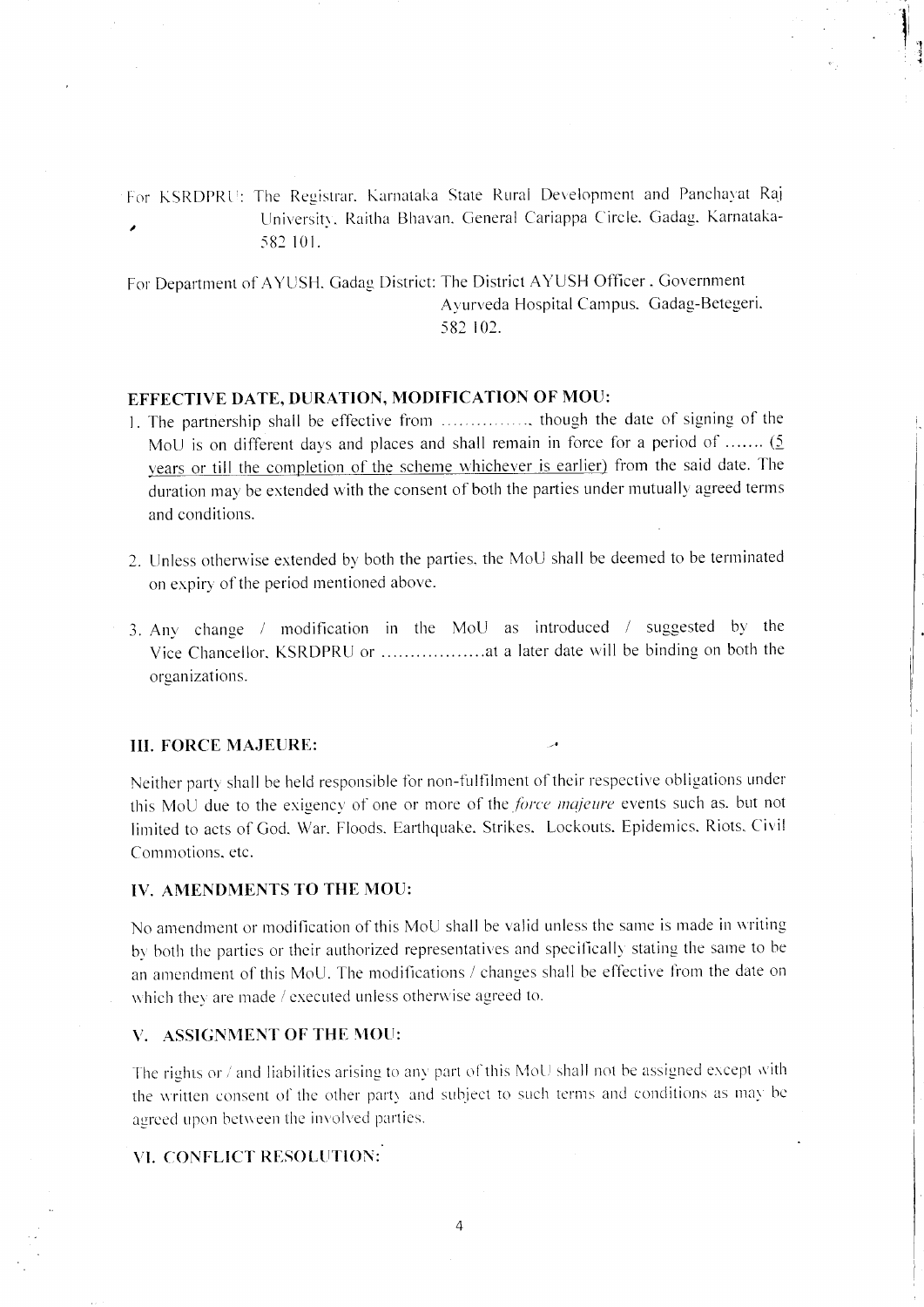For KSRDPRU: The Registrar, Karnataka State Rural Development and Panchayat Raj University, Raitha Bhavan, General Cariappa Circle, Gadag, Karnataka-582 101.

For Department of AYUSH, Gadag District: The District AYUSH Officer, Government Ayurveda Hospital Campus, Gadag-Betegeri, 582 102.

## EFFECTIVE DATE, DURATION, MODIFICATION OF MOU:

1. The partnership shall be effective from ..............., though the date of signing of the MoU is on different days and places and shall remain in force for a period of ....... (5 years or till the completion of the scheme whichever is earlier) from the said date. The duration may be extended with the consent of both the parties under mutually agreed terms and conditions.

2. Unless otherwise extended by both the parties, the MoU shall be deemed to be terminated on expiry of the period mentioned above.

3. Any change / modification in the MoU as introduced / suggested by the Vice Chancellor, KSRDPRU or ..................at a later date will be binding on both the organizations.

## III. FORCE MAJEURE:

Neither party shall be held responsible for non-fulfilment of their respective obligations under this MoU due to the exigency of one or more of the *force majeure* events such as, but not limited to acts of God, War, Floods, Earthquake, Strikes, Lockouts, Epidemics, Riots, Civil Commotions, etc.

## IV. AMENDMENTS TO THE MOU:

No amendment or modification of this MoU shall be valid unless the same is made in writing by both the parties or their authorized representatives and specifically stating the same to be an amendment of this MoU. The modifications / changes shall be effective from the date on which they are made / executed unless otherwise agreed to.

## V. ASSIGNMENT OF THE MOU:

The rights or / and liabilities arising to any part of this MoU shall not be assigned except with the written consent of the other party and subject to such terms and conditions as may be agreed upon between the involved parties.

## VI. CONFLICT RESOLUTION: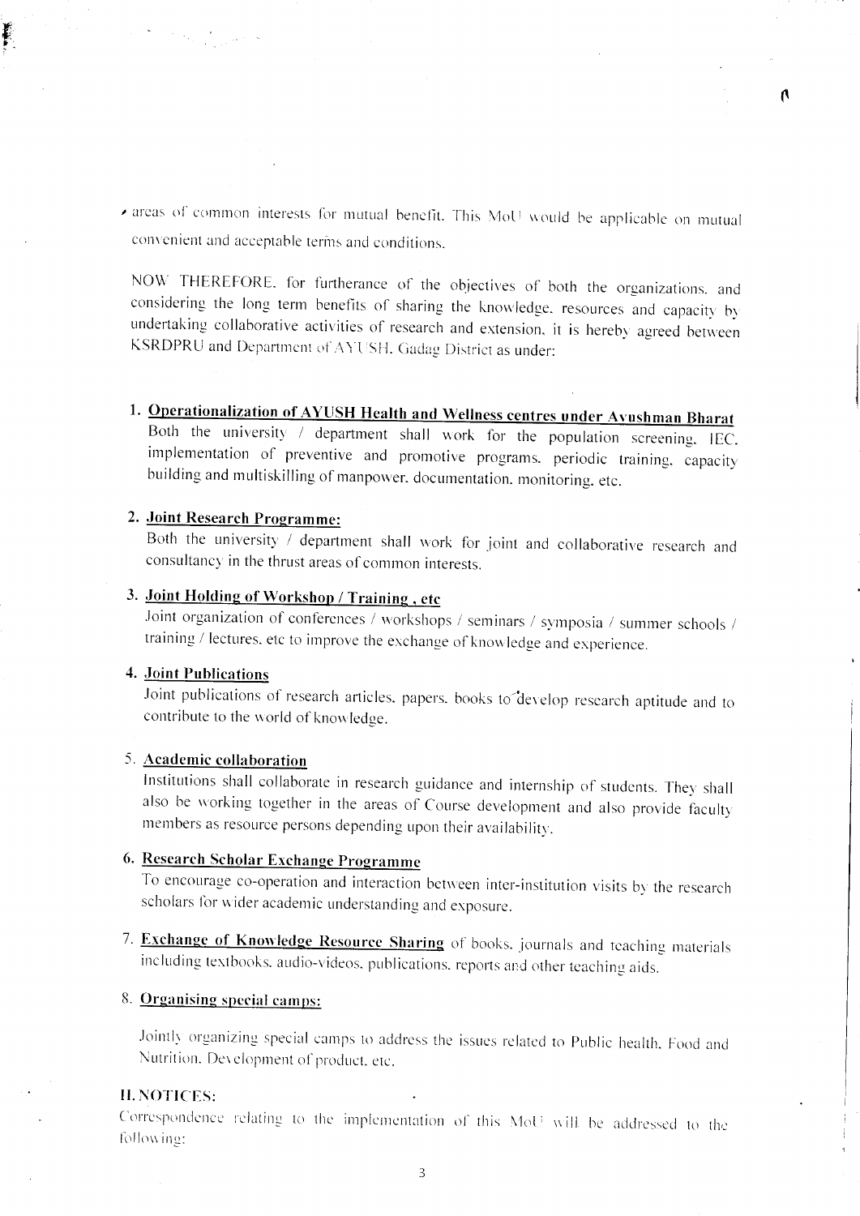areas of common interests for mutual benefit. This MoU would be applicable on mutual convenient and acceptable terms and conditions.

NOW THEREFORE, for furtherance of the objectives of both the organizations, and considering the long term benefits of sharing the knowledge, resources and capacity by undertaking collaborative activities of research and extension, it is hereby agreed between KSRDPRU and Department of AYUSH, Gadag District as under:

1. **Operationalization of AYUSH Health and Wellness centres under Ayushman Bharat**
   Both the university / department shall work for the population screening, IEC, implementation of preventive and promotive programs, periodic training, capacity building and multiskilling of manpower, documentation, monitoring, etc.

2. **Joint Research Programme:**
   Both the university / department shall work for joint and collaborative research and consultancy in the thrust areas of common interests.

3. **Joint Holding of Workshop / Training , etc**
   Joint organization of conferences / workshops / seminars / symposia / summer schools / training / lectures, etc to improve the exchange of knowledge and experience.

4. **Joint Publications**
   Joint publications of research articles, papers, books to develop research aptitude and to contribute to the world of knowledge.

5. **Academic collaboration**
   Institutions shall collaborate in research guidance and internship of students. They shall also be working together in the areas of Course development and also provide faculty members as resource persons depending upon their availability.

6. **Research Scholar Exchange Programme**
   To encourage co-operation and interaction between inter-institution visits by the research scholars for wider academic understanding and exposure.

7. **Exchange of Knowledge Resource Sharing** of books, journals and teaching materials including textbooks, audio-videos, publications, reports and other teaching aids.

8. **Organising special camps:**

   Jointly organizing special camps to address the issues related to Public health, Food and Nutrition, Development of product, etc.

**II. NOTICES:**

Correspondence relating to the implementation of this MoU will be addressed to the following: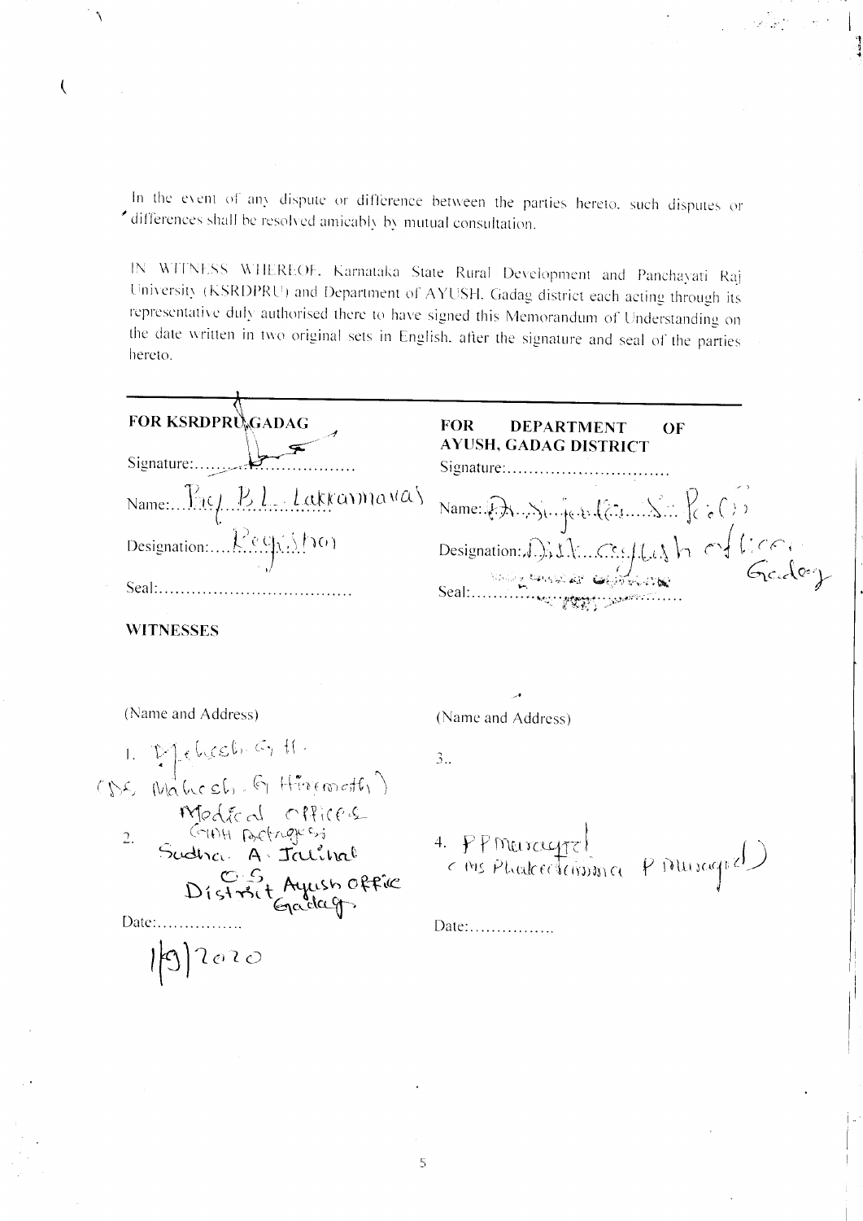In the event of any dispute or difference between the parties hereto, such disputes or differences shall be resolved amicably by mutual consultation.

IN WITNESS WHEREOF, Karnataka State Rural Development and Panchayati Raj University (KSRDPRU) and Department of AYUSH, Gadag district each acting through its representative duly authorised there to have signed this Memorandum of Understanding on the date written in two original sets in English, after the signature and seal of the parties hereto.

| **FOR KSRDPRU,GADAG** | **FOR DEPARTMENT OF AYUSH, GADAG DISTRICT** |
|---|---|
| Signature:.................. | Signature:.............................. |
| Name: Prof. B.L. Lakkannavar | Name: Dr. Sujata S. Pati |
| Designation: Registrar | Designation: Dist. Ayush officer Gadag |
| Seal:.................................. | Seal:.............................. |

**WITNESSES**

| (Name and Address) | (Name and Address) |
|---|---|
| 1. Mahesh G H (Dr. Mahesh G Hiremath) Medical Officer GAH Betageri | 3.. |
| 2. Sudha A Jalihal O.S. District Ayush Office Gadag | 4. P P Muragod (Ms Phakeerawwa P Muragod) |
| Date:................ 1/9/2020 | Date:................ |